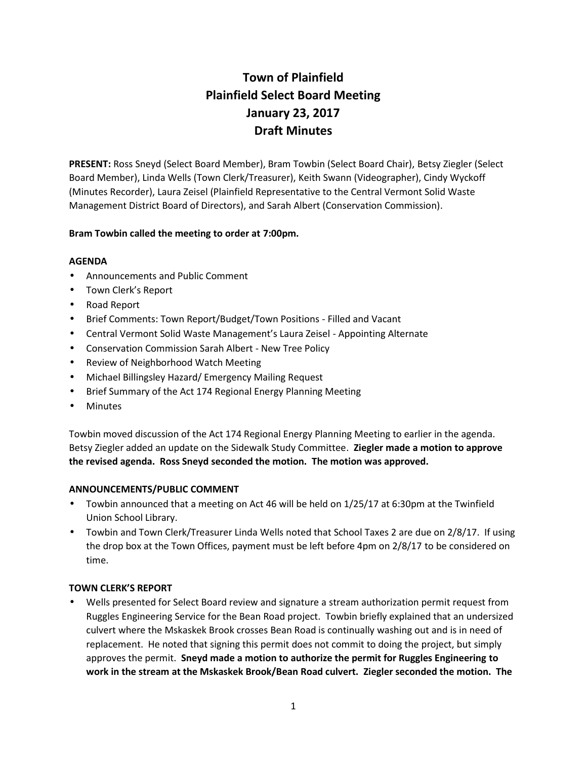# Town of Plainfield
# Plainfield Select Board Meeting
# January 23, 2017
# Draft Minutes

**PRESENT:** Ross Sneyd (Select Board Member), Bram Towbin (Select Board Chair), Betsy Ziegler (Select Board Member), Linda Wells (Town Clerk/Treasurer), Keith Swann (Videographer), Cindy Wyckoff (Minutes Recorder), Laura Zeisel (Plainfield Representative to the Central Vermont Solid Waste Management District Board of Directors), and Sarah Albert (Conservation Commission).

**Bram Towbin called the meeting to order at 7:00pm.**

**AGENDA**

- Announcements and Public Comment
- Town Clerk's Report
- Road Report
- Brief Comments: Town Report/Budget/Town Positions - Filled and Vacant
- Central Vermont Solid Waste Management's Laura Zeisel - Appointing Alternate
- Conservation Commission Sarah Albert - New Tree Policy
- Review of Neighborhood Watch Meeting
- Michael Billingsley Hazard/ Emergency Mailing Request
- Brief Summary of the Act 174 Regional Energy Planning Meeting
- Minutes

Towbin moved discussion of the Act 174 Regional Energy Planning Meeting to earlier in the agenda. Betsy Ziegler added an update on the Sidewalk Study Committee. **Ziegler made a motion to approve the revised agenda. Ross Sneyd seconded the motion. The motion was approved.**

**ANNOUNCEMENTS/PUBLIC COMMENT**

- Towbin announced that a meeting on Act 46 will be held on 1/25/17 at 6:30pm at the Twinfield Union School Library.
- Towbin and Town Clerk/Treasurer Linda Wells noted that School Taxes 2 are due on 2/8/17. If using the drop box at the Town Offices, payment must be left before 4pm on 2/8/17 to be considered on time.

**TOWN CLERK'S REPORT**

- Wells presented for Select Board review and signature a stream authorization permit request from Ruggles Engineering Service for the Bean Road project. Towbin briefly explained that an undersized culvert where the Mskaskek Brook crosses Bean Road is continually washing out and is in need of replacement. He noted that signing this permit does not commit to doing the project, but simply approves the permit. **Sneyd made a motion to authorize the permit for Ruggles Engineering to work in the stream at the Mskaskek Brook/Bean Road culvert. Ziegler seconded the motion. The**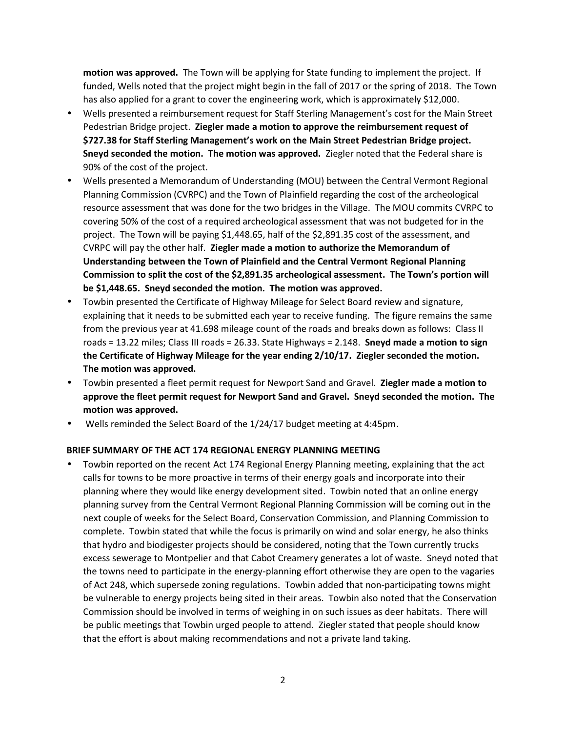**motion was approved.** The Town will be applying for State funding to implement the project. If funded, Wells noted that the project might begin in the fall of 2017 or the spring of 2018. The Town has also applied for a grant to cover the engineering work, which is approximately $12,000.

- Wells presented a reimbursement request for Staff Sterling Management's cost for the Main Street Pedestrian Bridge project. **Ziegler made a motion to approve the reimbursement request of $727.38 for Staff Sterling Management's work on the Main Street Pedestrian Bridge project. Sneyd seconded the motion. The motion was approved.** Ziegler noted that the Federal share is 90% of the cost of the project.
- Wells presented a Memorandum of Understanding (MOU) between the Central Vermont Regional Planning Commission (CVRPC) and the Town of Plainfield regarding the cost of the archeological resource assessment that was done for the two bridges in the Village. The MOU commits CVRPC to covering 50% of the cost of a required archeological assessment that was not budgeted for in the project. The Town will be paying $1,448.65, half of the $2,891.35 cost of the assessment, and CVRPC will pay the other half. **Ziegler made a motion to authorize the Memorandum of Understanding between the Town of Plainfield and the Central Vermont Regional Planning Commission to split the cost of the $2,891.35 archeological assessment. The Town's portion will be $1,448.65. Sneyd seconded the motion. The motion was approved.**
- Towbin presented the Certificate of Highway Mileage for Select Board review and signature, explaining that it needs to be submitted each year to receive funding. The figure remains the same from the previous year at 41.698 mileage count of the roads and breaks down as follows: Class II roads = 13.22 miles; Class III roads = 26.33. State Highways = 2.148. **Sneyd made a motion to sign the Certificate of Highway Mileage for the year ending 2/10/17. Ziegler seconded the motion. The motion was approved.**
- Towbin presented a fleet permit request for Newport Sand and Gravel. **Ziegler made a motion to approve the fleet permit request for Newport Sand and Gravel. Sneyd seconded the motion. The motion was approved.**
- Wells reminded the Select Board of the 1/24/17 budget meeting at 4:45pm.

**BRIEF SUMMARY OF THE ACT 174 REGIONAL ENERGY PLANNING MEETING**

- Towbin reported on the recent Act 174 Regional Energy Planning meeting, explaining that the act calls for towns to be more proactive in terms of their energy goals and incorporate into their planning where they would like energy development sited. Towbin noted that an online energy planning survey from the Central Vermont Regional Planning Commission will be coming out in the next couple of weeks for the Select Board, Conservation Commission, and Planning Commission to complete. Towbin stated that while the focus is primarily on wind and solar energy, he also thinks that hydro and biodigester projects should be considered, noting that the Town currently trucks excess sewerage to Montpelier and that Cabot Creamery generates a lot of waste. Sneyd noted that the towns need to participate in the energy-planning effort otherwise they are open to the vagaries of Act 248, which supersede zoning regulations. Towbin added that non-participating towns might be vulnerable to energy projects being sited in their areas. Towbin also noted that the Conservation Commission should be involved in terms of weighing in on such issues as deer habitats. There will be public meetings that Towbin urged people to attend. Ziegler stated that people should know that the effort is about making recommendations and not a private land taking.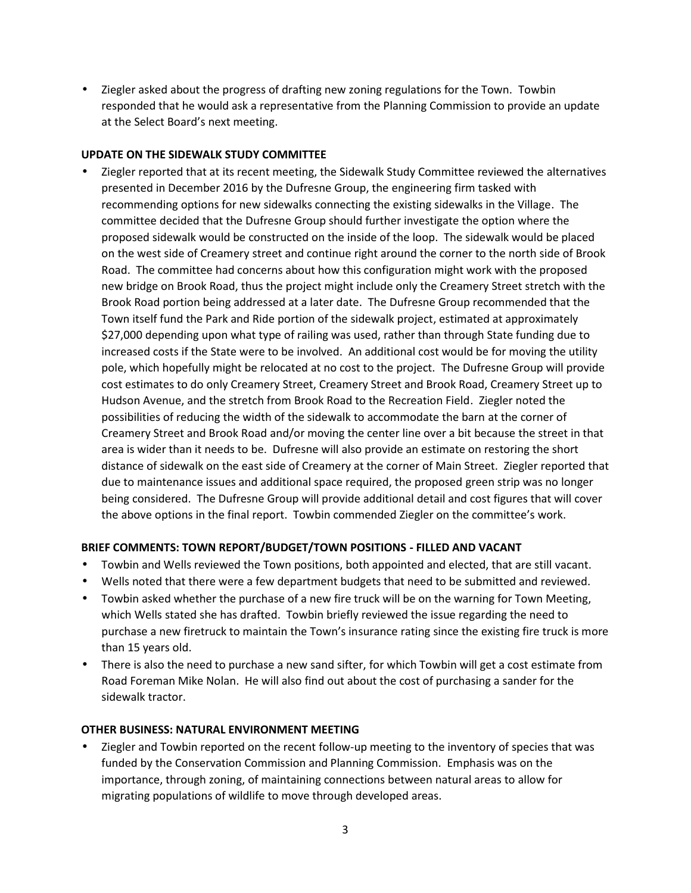- Ziegler asked about the progress of drafting new zoning regulations for the Town. Towbin responded that he would ask a representative from the Planning Commission to provide an update at the Select Board's next meeting.

**UPDATE ON THE SIDEWALK STUDY COMMITTEE**

- Ziegler reported that at its recent meeting, the Sidewalk Study Committee reviewed the alternatives presented in December 2016 by the Dufresne Group, the engineering firm tasked with recommending options for new sidewalks connecting the existing sidewalks in the Village. The committee decided that the Dufresne Group should further investigate the option where the proposed sidewalk would be constructed on the inside of the loop. The sidewalk would be placed on the west side of Creamery street and continue right around the corner to the north side of Brook Road. The committee had concerns about how this configuration might work with the proposed new bridge on Brook Road, thus the project might include only the Creamery Street stretch with the Brook Road portion being addressed at a later date. The Dufresne Group recommended that the Town itself fund the Park and Ride portion of the sidewalk project, estimated at approximately $27,000 depending upon what type of railing was used, rather than through State funding due to increased costs if the State were to be involved. An additional cost would be for moving the utility pole, which hopefully might be relocated at no cost to the project. The Dufresne Group will provide cost estimates to do only Creamery Street, Creamery Street and Brook Road, Creamery Street up to Hudson Avenue, and the stretch from Brook Road to the Recreation Field. Ziegler noted the possibilities of reducing the width of the sidewalk to accommodate the barn at the corner of Creamery Street and Brook Road and/or moving the center line over a bit because the street in that area is wider than it needs to be. Dufresne will also provide an estimate on restoring the short distance of sidewalk on the east side of Creamery at the corner of Main Street. Ziegler reported that due to maintenance issues and additional space required, the proposed green strip was no longer being considered. The Dufresne Group will provide additional detail and cost figures that will cover the above options in the final report. Towbin commended Ziegler on the committee's work.

**BRIEF COMMENTS: TOWN REPORT/BUDGET/TOWN POSITIONS - FILLED AND VACANT**

- Towbin and Wells reviewed the Town positions, both appointed and elected, that are still vacant.
- Wells noted that there were a few department budgets that need to be submitted and reviewed.
- Towbin asked whether the purchase of a new fire truck will be on the warning for Town Meeting, which Wells stated she has drafted. Towbin briefly reviewed the issue regarding the need to purchase a new firetruck to maintain the Town's insurance rating since the existing fire truck is more than 15 years old.
- There is also the need to purchase a new sand sifter, for which Towbin will get a cost estimate from Road Foreman Mike Nolan. He will also find out about the cost of purchasing a sander for the sidewalk tractor.

**OTHER BUSINESS: NATURAL ENVIRONMENT MEETING**

- Ziegler and Towbin reported on the recent follow-up meeting to the inventory of species that was funded by the Conservation Commission and Planning Commission. Emphasis was on the importance, through zoning, of maintaining connections between natural areas to allow for migrating populations of wildlife to move through developed areas.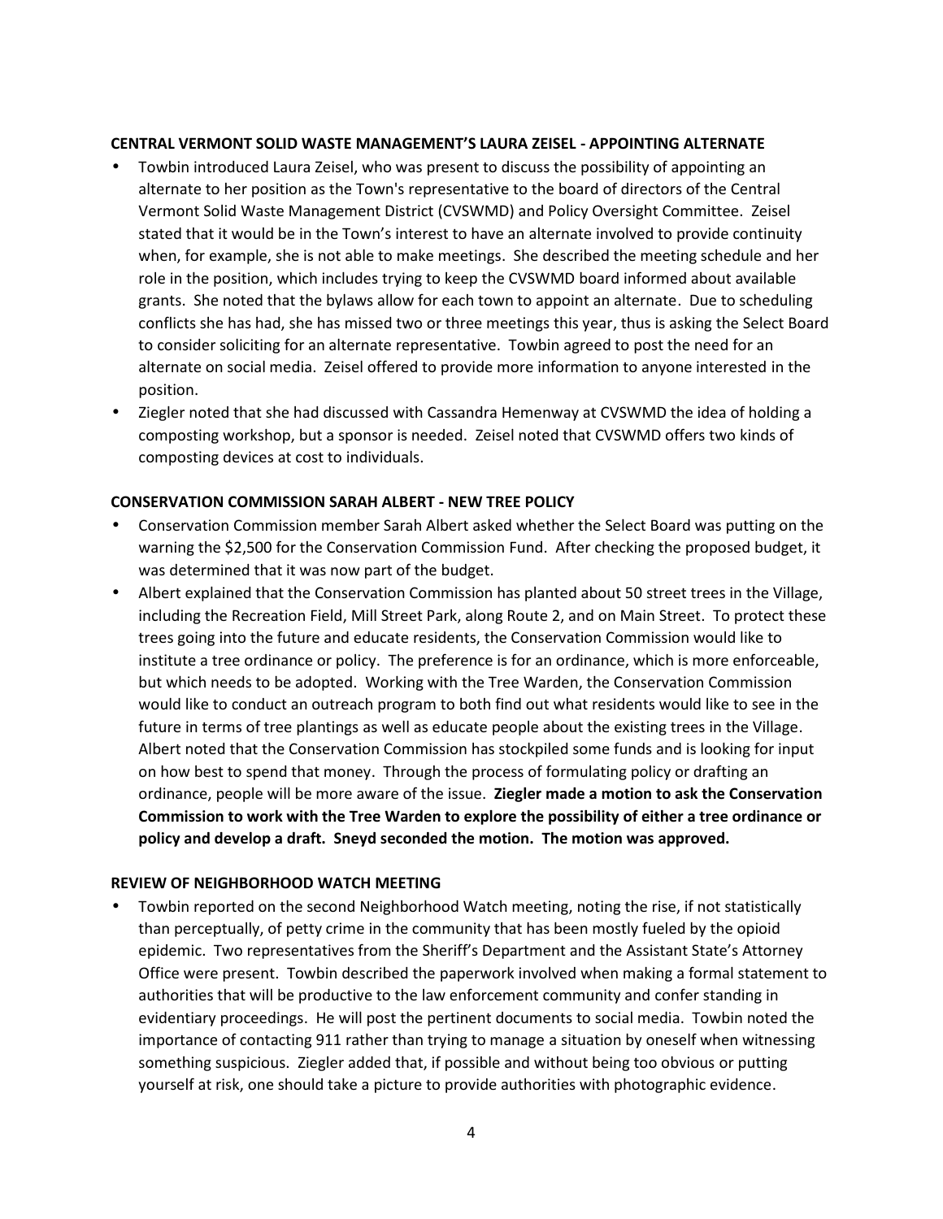**CENTRAL VERMONT SOLID WASTE MANAGEMENT'S LAURA ZEISEL - APPOINTING ALTERNATE**

- Towbin introduced Laura Zeisel, who was present to discuss the possibility of appointing an alternate to her position as the Town's representative to the board of directors of the Central Vermont Solid Waste Management District (CVSWMD) and Policy Oversight Committee. Zeisel stated that it would be in the Town's interest to have an alternate involved to provide continuity when, for example, she is not able to make meetings. She described the meeting schedule and her role in the position, which includes trying to keep the CVSWMD board informed about available grants. She noted that the bylaws allow for each town to appoint an alternate. Due to scheduling conflicts she has had, she has missed two or three meetings this year, thus is asking the Select Board to consider soliciting for an alternate representative. Towbin agreed to post the need for an alternate on social media. Zeisel offered to provide more information to anyone interested in the position.
- Ziegler noted that she had discussed with Cassandra Hemenway at CVSWMD the idea of holding a composting workshop, but a sponsor is needed. Zeisel noted that CVSWMD offers two kinds of composting devices at cost to individuals.

**CONSERVATION COMMISSION SARAH ALBERT - NEW TREE POLICY**

- Conservation Commission member Sarah Albert asked whether the Select Board was putting on the warning the $2,500 for the Conservation Commission Fund. After checking the proposed budget, it was determined that it was now part of the budget.
- Albert explained that the Conservation Commission has planted about 50 street trees in the Village, including the Recreation Field, Mill Street Park, along Route 2, and on Main Street. To protect these trees going into the future and educate residents, the Conservation Commission would like to institute a tree ordinance or policy. The preference is for an ordinance, which is more enforceable, but which needs to be adopted. Working with the Tree Warden, the Conservation Commission would like to conduct an outreach program to both find out what residents would like to see in the future in terms of tree plantings as well as educate people about the existing trees in the Village. Albert noted that the Conservation Commission has stockpiled some funds and is looking for input on how best to spend that money. Through the process of formulating policy or drafting an ordinance, people will be more aware of the issue. **Ziegler made a motion to ask the Conservation Commission to work with the Tree Warden to explore the possibility of either a tree ordinance or policy and develop a draft. Sneyd seconded the motion. The motion was approved.**

**REVIEW OF NEIGHBORHOOD WATCH MEETING**

- Towbin reported on the second Neighborhood Watch meeting, noting the rise, if not statistically than perceptually, of petty crime in the community that has been mostly fueled by the opioid epidemic. Two representatives from the Sheriff's Department and the Assistant State's Attorney Office were present. Towbin described the paperwork involved when making a formal statement to authorities that will be productive to the law enforcement community and confer standing in evidentiary proceedings. He will post the pertinent documents to social media. Towbin noted the importance of contacting 911 rather than trying to manage a situation by oneself when witnessing something suspicious. Ziegler added that, if possible and without being too obvious or putting yourself at risk, one should take a picture to provide authorities with photographic evidence.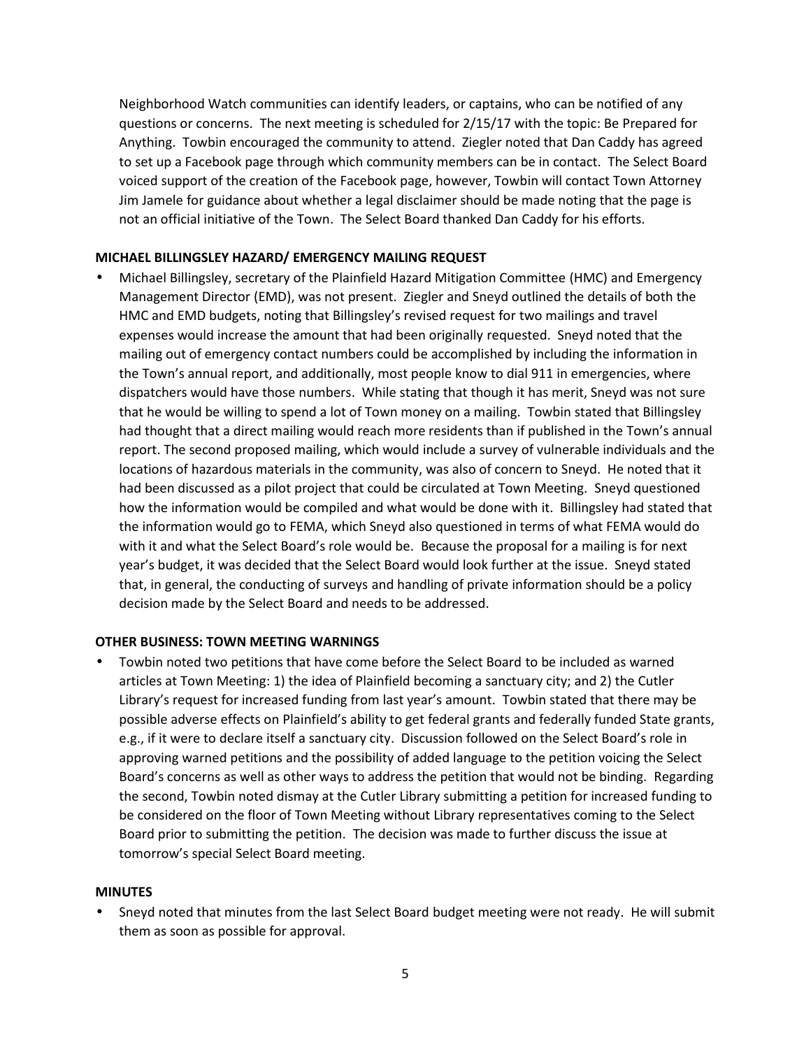Neighborhood Watch communities can identify leaders, or captains, who can be notified of any questions or concerns. The next meeting is scheduled for 2/15/17 with the topic: Be Prepared for Anything. Towbin encouraged the community to attend. Ziegler noted that Dan Caddy has agreed to set up a Facebook page through which community members can be in contact. The Select Board voiced support of the creation of the Facebook page, however, Towbin will contact Town Attorney Jim Jamele for guidance about whether a legal disclaimer should be made noting that the page is not an official initiative of the Town. The Select Board thanked Dan Caddy for his efforts.

**MICHAEL BILLINGSLEY HAZARD/ EMERGENCY MAILING REQUEST**

- Michael Billingsley, secretary of the Plainfield Hazard Mitigation Committee (HMC) and Emergency Management Director (EMD), was not present. Ziegler and Sneyd outlined the details of both the HMC and EMD budgets, noting that Billingsley's revised request for two mailings and travel expenses would increase the amount that had been originally requested. Sneyd noted that the mailing out of emergency contact numbers could be accomplished by including the information in the Town's annual report, and additionally, most people know to dial 911 in emergencies, where dispatchers would have those numbers. While stating that though it has merit, Sneyd was not sure that he would be willing to spend a lot of Town money on a mailing. Towbin stated that Billingsley had thought that a direct mailing would reach more residents than if published in the Town's annual report. The second proposed mailing, which would include a survey of vulnerable individuals and the locations of hazardous materials in the community, was also of concern to Sneyd. He noted that it had been discussed as a pilot project that could be circulated at Town Meeting. Sneyd questioned how the information would be compiled and what would be done with it. Billingsley had stated that the information would go to FEMA, which Sneyd also questioned in terms of what FEMA would do with it and what the Select Board's role would be. Because the proposal for a mailing is for next year's budget, it was decided that the Select Board would look further at the issue. Sneyd stated that, in general, the conducting of surveys and handling of private information should be a policy decision made by the Select Board and needs to be addressed.

**OTHER BUSINESS: TOWN MEETING WARNINGS**

- Towbin noted two petitions that have come before the Select Board to be included as warned articles at Town Meeting: 1) the idea of Plainfield becoming a sanctuary city; and 2) the Cutler Library's request for increased funding from last year's amount. Towbin stated that there may be possible adverse effects on Plainfield's ability to get federal grants and federally funded State grants, e.g., if it were to declare itself a sanctuary city. Discussion followed on the Select Board's role in approving warned petitions and the possibility of added language to the petition voicing the Select Board's concerns as well as other ways to address the petition that would not be binding. Regarding the second, Towbin noted dismay at the Cutler Library submitting a petition for increased funding to be considered on the floor of Town Meeting without Library representatives coming to the Select Board prior to submitting the petition. The decision was made to further discuss the issue at tomorrow's special Select Board meeting.

**MINUTES**

- Sneyd noted that minutes from the last Select Board budget meeting were not ready. He will submit them as soon as possible for approval.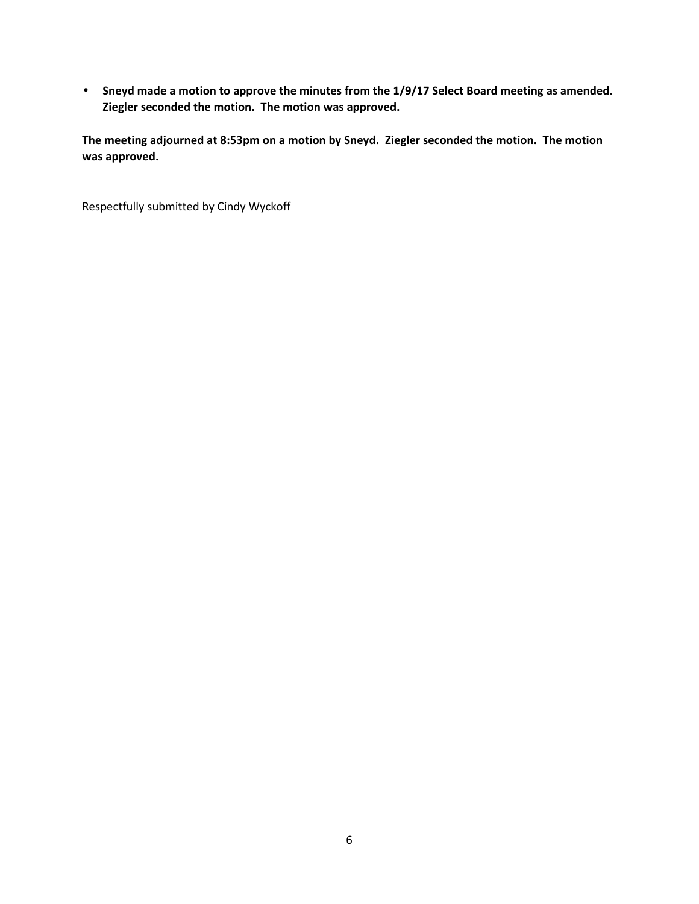- **Sneyd made a motion to approve the minutes from the 1/9/17 Select Board meeting as amended. Ziegler seconded the motion. The motion was approved.**

**The meeting adjourned at 8:53pm on a motion by Sneyd. Ziegler seconded the motion. The motion was approved.**

Respectfully submitted by Cindy Wyckoff